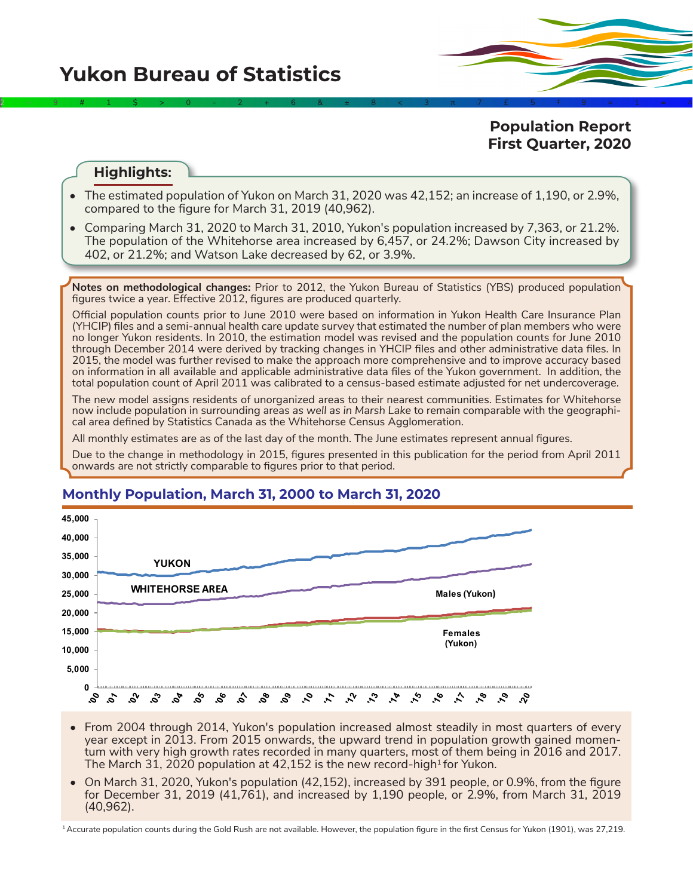# Yukon Bureau of Statistics

## Population Report
## First Quarter, 2020

### Highlights:

- The estimated population of Yukon on March 31, 2020 was 42,152; an increase of 1,190, or 2.9%, compared to the figure for March 31, 2019 (40,962).
- Comparing March 31, 2020 to March 31, 2010, Yukon's population increased by 7,363, or 21.2%. The population of the Whitehorse area increased by 6,457, or 24.2%; Dawson City increased by 402, or 21.2%; and Watson Lake decreased by 62, or 3.9%.

**Notes on methodological changes:** Prior to 2012, the Yukon Bureau of Statistics (YBS) produced population figures twice a year. Effective 2012, figures are produced quarterly.

Official population counts prior to June 2010 were based on information in Yukon Health Care Insurance Plan (YHCIP) files and a semi-annual health care update survey that estimated the number of plan members who were no longer Yukon residents. In 2010, the estimation model was revised and the population counts for June 2010 through December 2014 were derived by tracking changes in YHCIP files and other administrative data files. In 2015, the model was further revised to make the approach more comprehensive and to improve accuracy based on information in all available and applicable administrative data files of the Yukon government. In addition, the total population count of April 2011 was calibrated to a census-based estimate adjusted for net undercoverage.

The new model assigns residents of unorganized areas to their nearest communities. Estimates for Whitehorse now include population in surrounding areas *as well as in Marsh Lake* to remain comparable with the geographical area defined by Statistics Canada as the Whitehorse Census Agglomeration.

All monthly estimates are as of the last day of the month. The June estimates represent annual figures.

Due to the change in methodology in 2015, figures presented in this publication for the period from April 2011 onwards are not strictly comparable to figures prior to that period.

## Monthly Population, March 31, 2000 to March 31, 2020

- From 2004 through 2014, Yukon's population increased almost steadily in most quarters of every year except in 2013. From 2015 onwards, the upward trend in population growth gained momentum with very high growth rates recorded in many quarters, most of them being in 2016 and 2017. The March 31, 2020 population at 42,152 is the new record-high[1] for Yukon.
- On March 31, 2020, Yukon's population (42,152), increased by 391 people, or 0.9%, from the figure for December 31, 2019 (41,761), and increased by 1,190 people, or 2.9%, from March 31, 2019 (40,962).

[1] Accurate population counts during the Gold Rush are not available. However, the population figure in the first Census for Yukon (1901), was 27,219.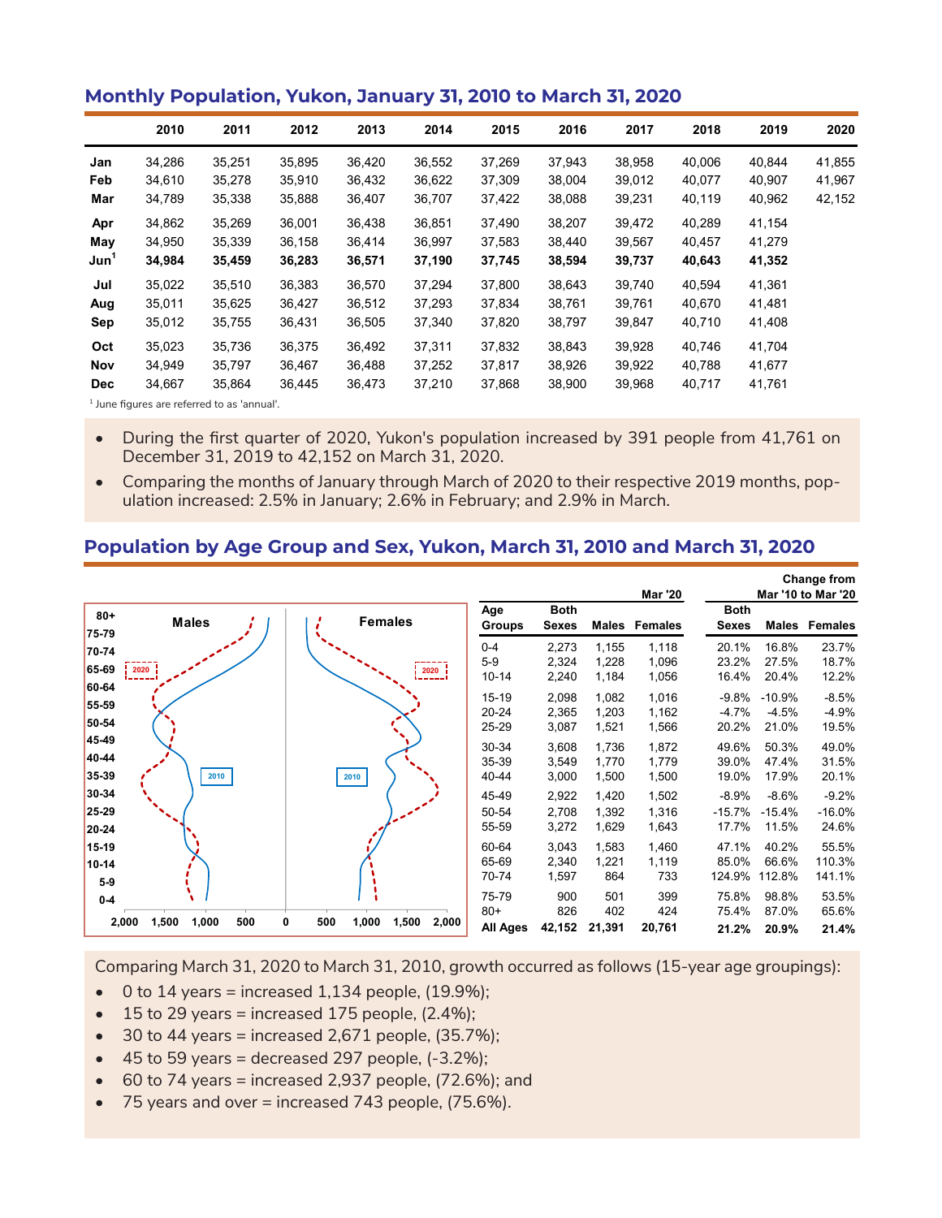## Monthly Population, Yukon, January 31, 2010 to March 31, 2020

| | 2010 | 2011 | 2012 | 2013 | 2014 | 2015 | 2016 | 2017 | 2018 | 2019 | 2020 |
|---|---|---|---|---|---|---|---|---|---|---|---|
| Jan | 34,286 | 35,251 | 35,895 | 36,420 | 36,552 | 37,269 | 37,943 | 38,958 | 40,006 | 40,844 | 41,855 |
| Feb | 34,610 | 35,278 | 35,910 | 36,432 | 36,622 | 37,309 | 38,004 | 39,012 | 40,077 | 40,907 | 41,967 |
| Mar | 34,789 | 35,338 | 35,888 | 36,407 | 36,707 | 37,422 | 38,088 | 39,231 | 40,119 | 40,962 | 42,152 |
| Apr | 34,862 | 35,269 | 36,001 | 36,438 | 36,851 | 37,490 | 38,207 | 39,472 | 40,289 | 41,154 | |
| May | 34,950 | 35,339 | 36,158 | 36,414 | 36,997 | 37,583 | 38,440 | 39,567 | 40,457 | 41,279 | |
| **Jun[1]** | **34,984** | **35,459** | **36,283** | **36,571** | **37,190** | **37,745** | **38,594** | **39,737** | **40,643** | **41,352** | |
| Jul | 35,022 | 35,510 | 36,383 | 36,570 | 37,294 | 37,800 | 38,643 | 39,740 | 40,594 | 41,361 | |
| Aug | 35,011 | 35,625 | 36,427 | 36,512 | 37,293 | 37,834 | 38,761 | 39,761 | 40,670 | 41,481 | |
| Sep | 35,012 | 35,755 | 36,431 | 36,505 | 37,340 | 37,820 | 38,797 | 39,847 | 40,710 | 41,408 | |
| Oct | 35,023 | 35,736 | 36,375 | 36,492 | 37,311 | 37,832 | 38,843 | 39,928 | 40,746 | 41,704 | |
| Nov | 34,949 | 35,797 | 36,467 | 36,488 | 37,252 | 37,817 | 38,926 | 39,922 | 40,788 | 41,677 | |
| Dec | 34,667 | 35,864 | 36,445 | 36,473 | 37,210 | 37,868 | 38,900 | 39,968 | 40,717 | 41,761 | |

[1] June figures are referred to as 'annual'.

- During the first quarter of 2020, Yukon's population increased by 391 people from 41,761 on December 31, 2019 to 42,152 on March 31, 2020.
- Comparing the months of January through March of 2020 to their respective 2019 months, population increased: 2.5% in January; 2.6% in February; and 2.9% in March.

## Population by Age Group and Sex, Yukon, March 31, 2010 and March 31, 2020

| Age Groups | Mar '20 Both Sexes | Mar '20 Males | Mar '20 Females | Change from Mar '10 to Mar '20 Both Sexes | Change Males | Change Females |
|---|---|---|---|---|---|---|
| 0-4 | 2,273 | 1,155 | 1,118 | 20.1% | 16.8% | 23.7% |
| 5-9 | 2,324 | 1,228 | 1,096 | 23.2% | 27.5% | 18.7% |
| 10-14 | 2,240 | 1,184 | 1,056 | 16.4% | 20.4% | 12.2% |
| 15-19 | 2,098 | 1,082 | 1,016 | -9.8% | -10.9% | -8.5% |
| 20-24 | 2,365 | 1,203 | 1,162 | -4.7% | -4.5% | -4.9% |
| 25-29 | 3,087 | 1,521 | 1,566 | 20.2% | 21.0% | 19.5% |
| 30-34 | 3,608 | 1,736 | 1,872 | 49.6% | 50.3% | 49.0% |
| 35-39 | 3,549 | 1,770 | 1,779 | 39.0% | 47.4% | 31.5% |
| 40-44 | 3,000 | 1,500 | 1,500 | 19.0% | 17.9% | 20.1% |
| 45-49 | 2,922 | 1,420 | 1,502 | -8.9% | -8.6% | -9.2% |
| 50-54 | 2,708 | 1,392 | 1,316 | -15.7% | -15.4% | -16.0% |
| 55-59 | 3,272 | 1,629 | 1,643 | 17.7% | 11.5% | 24.6% |
| 60-64 | 3,043 | 1,583 | 1,460 | 47.1% | 40.2% | 55.5% |
| 65-69 | 2,340 | 1,221 | 1,119 | 85.0% | 66.6% | 110.3% |
| 70-74 | 1,597 | 864 | 733 | 124.9% | 112.8% | 141.1% |
| 75-79 | 900 | 501 | 399 | 75.8% | 98.8% | 53.5% |
| 80+ | 826 | 402 | 424 | 75.4% | 87.0% | 65.6% |
| **All Ages** | **42,152** | **21,391** | **20,761** | **21.2%** | **20.9%** | **21.4%** |

Comparing March 31, 2020 to March 31, 2010, growth occurred as follows (15-year age groupings):

- 0 to 14 years = increased 1,134 people, (19.9%);
- 15 to 29 years = increased 175 people, (2.4%);
- 30 to 44 years = increased 2,671 people, (35.7%);
- 45 to 59 years = decreased 297 people, (-3.2%);
- 60 to 74 years = increased 2,937 people, (72.6%); and
- 75 years and over = increased 743 people, (75.6%).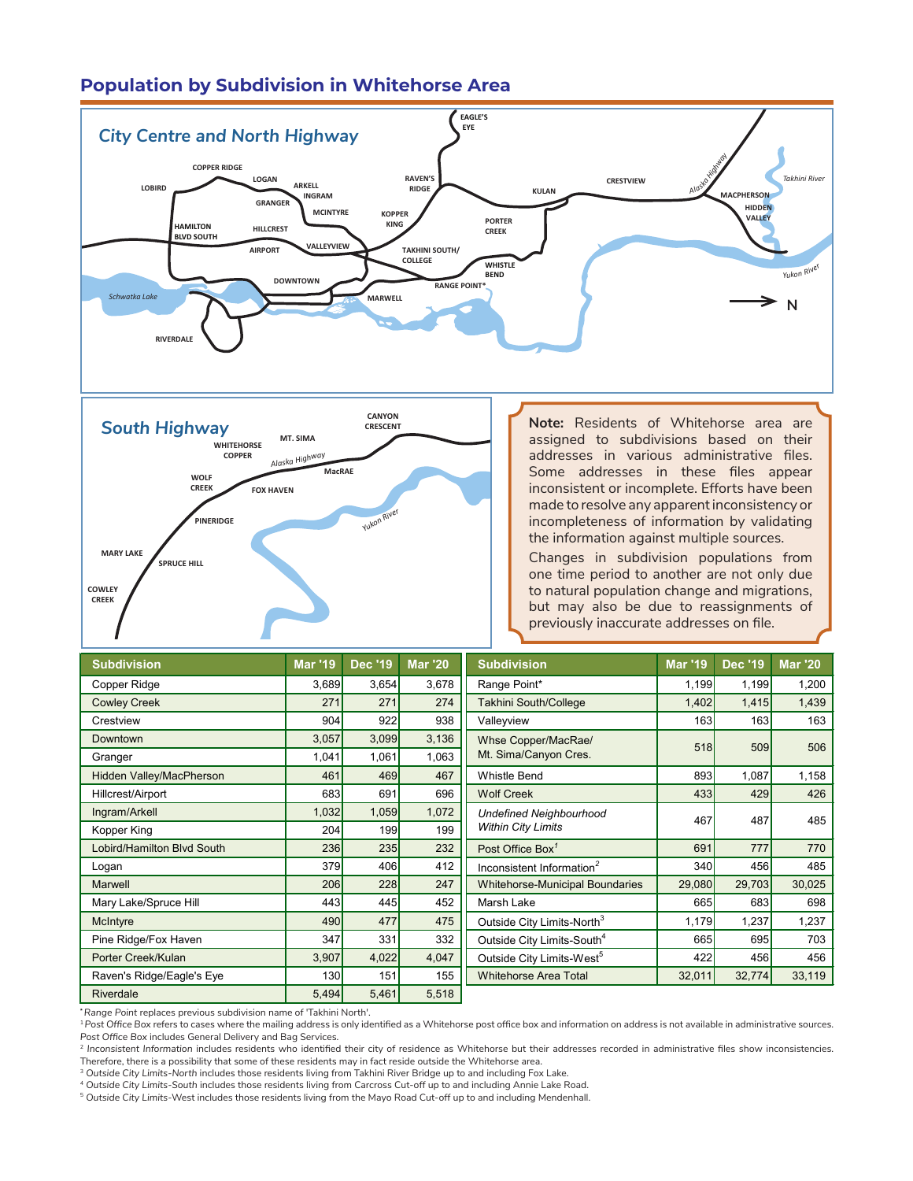## Population by Subdivision in Whitehorse Area

### City Centre and North Highway

### South Highway

**Note:** Residents of Whitehorse area are assigned to subdivisions based on their addresses in various administrative files. Some addresses in these files appear inconsistent or incomplete. Efforts have been made to resolve any apparent inconsistency or incompleteness of information by validating the information against multiple sources.

Changes in subdivision populations from one time period to another are not only due to natural population change and migrations, but may also be due to reassignments of previously inaccurate addresses on file.

| Subdivision | Mar '19 | Dec '19 | Mar '20 |
|---|---|---|---|
| Copper Ridge | 3,689 | 3,654 | 3,678 |
| Cowley Creek | 271 | 271 | 274 |
| Crestview | 904 | 922 | 938 |
| Downtown | 3,057 | 3,099 | 3,136 |
| Granger | 1,041 | 1,061 | 1,063 |
| Hidden Valley/MacPherson | 461 | 469 | 467 |
| Hillcrest/Airport | 683 | 691 | 696 |
| Ingram/Arkell | 1,032 | 1,059 | 1,072 |
| Kopper King | 204 | 199 | 199 |
| Lobird/Hamilton Blvd South | 236 | 235 | 232 |
| Logan | 379 | 406 | 412 |
| Marwell | 206 | 228 | 247 |
| Mary Lake/Spruce Hill | 443 | 445 | 452 |
| McIntyre | 490 | 477 | 475 |
| Pine Ridge/Fox Haven | 347 | 331 | 332 |
| Porter Creek/Kulan | 3,907 | 4,022 | 4,047 |
| Raven's Ridge/Eagle's Eye | 130 | 151 | 155 |
| Riverdale | 5,494 | 5,461 | 5,518 |
| Range Point* | 1,199 | 1,199 | 1,200 |
| Takhini South/College | 1,402 | 1,415 | 1,439 |
| Valleyview | 163 | 163 | 163 |
| Whse Copper/MacRae/ Mt. Sima/Canyon Cres. | 518 | 509 | 506 |
| Whistle Bend | 893 | 1,087 | 1,158 |
| Wolf Creek | 433 | 429 | 426 |
| *Undefined Neighbourhood Within City Limits* | 467 | 487 | 485 |
| Post Office Box[1] | 691 | 777 | 770 |
| Inconsistent Information[2] | 340 | 456 | 485 |
| Whitehorse-Municipal Boundaries | 29,080 | 29,703 | 30,025 |
| Marsh Lake | 665 | 683 | 698 |
| Outside City Limits-North[3] | 1,179 | 1,237 | 1,237 |
| Outside City Limits-South[4] | 665 | 695 | 703 |
| Outside City Limits-West[5] | 422 | 456 | 456 |
| Whitehorse Area Total | 32,011 | 32,774 | 33,119 |

\* *Range Point* replaces previous subdivision name of 'Takhini North'.

[1] *Post Office Box* refers to cases where the mailing address is only identified as a Whitehorse post office box and information on address is not available in administrative sources. Post Office Box includes General Delivery and Bag Services.

[2] *Inconsistent Information* includes residents who identified their city of residence as Whitehorse but their addresses recorded in administrative files show inconsistencies. Therefore, there is a possibility that some of these residents may in fact reside outside the Whitehorse area.

[3] *Outside City Limits-North* includes those residents living from Takhini River Bridge up to and including Fox Lake.

[4] *Outside City Limits-South* includes those residents living from Carcross Cut-off up to and including Annie Lake Road.

[5] *Outside City Limits-West* includes those residents living from the Mayo Road Cut-off up to and including Mendenhall.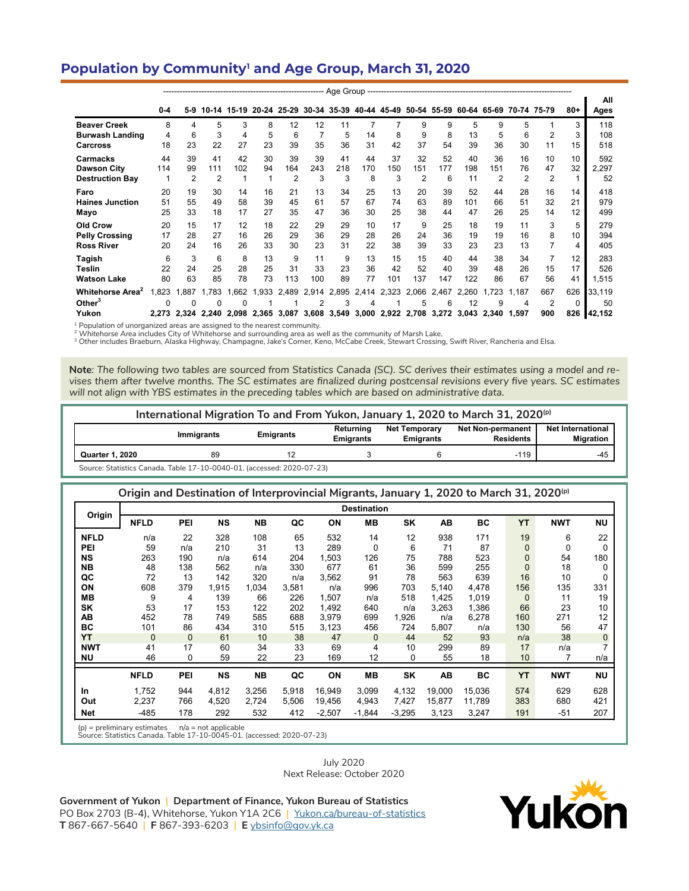## Population by Community[1] and Age Group, March 31, 2020

| | Age Group | | | | | | | | | | | | | | | | | All Ages |
|---|---|---|---|---|---|---|---|---|---|---|---|---|---|---|---|---|---|---|
| | 0-4 | 5-9 | 10-14 | 15-19 | 20-24 | 25-29 | 30-34 | 35-39 | 40-44 | 45-49 | 50-54 | 55-59 | 60-64 | 65-69 | 70-74 | 75-79 | 80+ | |
| **Beaver Creek** | 8 | 4 | 5 | 3 | 8 | 12 | 12 | 11 | 7 | 7 | 9 | 9 | 5 | 9 | 5 | 1 | 3 | 118 |
| **Burwash Landing** | 4 | 6 | 3 | 4 | 5 | 6 | 7 | 5 | 14 | 8 | 9 | 8 | 13 | 5 | 6 | 2 | 3 | 108 |
| **Carcross** | 18 | 23 | 22 | 27 | 23 | 39 | 35 | 36 | 31 | 42 | 37 | 54 | 39 | 36 | 30 | 11 | 15 | 518 |
| **Carmacks** | 44 | 39 | 41 | 42 | 30 | 39 | 39 | 41 | 44 | 37 | 32 | 52 | 40 | 36 | 16 | 10 | 10 | 592 |
| **Dawson City** | 114 | 99 | 111 | 102 | 94 | 164 | 243 | 218 | 170 | 150 | 151 | 177 | 198 | 151 | 76 | 47 | 32 | 2,297 |
| **Destruction Bay** | 1 | 2 | 2 | 1 | 1 | 2 | 3 | 3 | 8 | 3 | 2 | 6 | 11 | 2 | 2 | 2 | 1 | 52 |
| **Faro** | 20 | 19 | 30 | 14 | 16 | 21 | 13 | 34 | 25 | 13 | 20 | 39 | 52 | 44 | 28 | 16 | 14 | 418 |
| **Haines Junction** | 51 | 55 | 49 | 58 | 39 | 45 | 61 | 57 | 67 | 74 | 63 | 89 | 101 | 66 | 51 | 32 | 21 | 979 |
| **Mayo** | 25 | 33 | 18 | 17 | 27 | 35 | 47 | 36 | 30 | 25 | 38 | 44 | 47 | 26 | 25 | 14 | 12 | 499 |
| **Old Crow** | 20 | 15 | 17 | 12 | 18 | 22 | 29 | 29 | 10 | 17 | 9 | 25 | 18 | 19 | 11 | 3 | 5 | 279 |
| **Pelly Crossing** | 17 | 28 | 27 | 16 | 26 | 29 | 36 | 29 | 28 | 26 | 24 | 36 | 19 | 19 | 16 | 8 | 10 | 394 |
| **Ross River** | 20 | 24 | 16 | 26 | 33 | 30 | 23 | 31 | 22 | 38 | 39 | 33 | 23 | 23 | 13 | 7 | 4 | 405 |
| **Tagish** | 6 | 3 | 6 | 8 | 13 | 9 | 11 | 9 | 13 | 15 | 15 | 40 | 44 | 38 | 34 | 7 | 12 | 283 |
| **Teslin** | 22 | 24 | 25 | 28 | 25 | 31 | 33 | 23 | 36 | 42 | 52 | 40 | 39 | 48 | 26 | 15 | 17 | 526 |
| **Watson Lake** | 80 | 63 | 85 | 78 | 73 | 113 | 100 | 89 | 77 | 101 | 137 | 147 | 122 | 86 | 67 | 56 | 41 | 1,515 |
| **Whitehorse Area[2]** | 1,823 | 1,887 | 1,783 | 1,662 | 1,933 | 2,489 | 2,914 | 2,895 | 2,414 | 2,323 | 2,066 | 2,467 | 2,260 | 1,723 | 1,187 | 667 | 626 | 33,119 |
| **Other[3]** | 0 | 0 | 0 | 0 | 1 | 1 | 2 | 3 | 4 | 1 | 5 | 6 | 12 | 9 | 4 | 2 | 0 | 50 |
| **Yukon** | **2,273** | **2,324** | **2,240** | **2,098** | **2,365** | **3,087** | **3,608** | **3,549** | **3,000** | **2,922** | **2,708** | **3,272** | **3,043** | **2,340** | **1,597** | **900** | **826** | **42,152** |

[1] Population of unorganized areas are assigned to the nearest community.
[2] Whitehorse Area includes City of Whitehorse and surrounding area as well as the community of Marsh Lake.
[3] Other includes Braeburn, Alaska Highway, Champagne, Jake's Corner, Keno, McCabe Creek, Stewart Crossing, Swift River, Rancheria and Elsa.

**Note**: *The following two tables are sourced from Statistics Canada (SC). SC derives their estimates using a model and revises them after twelve months. The SC estimates are finalized during postcensal revisions every five years. SC estimates will not align with YBS estimates in the preceding tables which are based on administrative data.*

### International Migration To and From Yukon, January 1, 2020 to March 31, 2020(p)

| | Immigrants | Emigrants | Returning Emigrants | Net Temporary Emigrants | Net Non-permanent Residents | Net International Migration |
|---|---|---|---|---|---|---|
| **Quarter 1, 2020** | 89 | 12 | 3 | 6 | -119 | -45 |

Source: Statistics Canada. Table 17-10-0040-01. (accessed: 2020-07-23)

### Origin and Destination of Interprovincial Migrants, January 1, 2020 to March 31, 2020(p)

| Origin | Destination | | | | | | | | | | | | |
|---|---|---|---|---|---|---|---|---|---|---|---|---|---|
| | **NFLD** | **PEI** | **NS** | **NB** | **QC** | **ON** | **MB** | **SK** | **AB** | **BC** | **YT** | **NWT** | **NU** |
| **NFLD** | n/a | 22 | 328 | 108 | 65 | 532 | 14 | 12 | 938 | 171 | 19 | 6 | 22 |
| **PEI** | 59 | n/a | 210 | 31 | 13 | 289 | 0 | 6 | 71 | 87 | 0 | 0 | 0 |
| **NS** | 263 | 190 | n/a | 614 | 204 | 1,503 | 126 | 75 | 788 | 523 | 0 | 54 | 180 |
| **NB** | 48 | 138 | 562 | n/a | 330 | 677 | 61 | 36 | 599 | 255 | 0 | 18 | 0 |
| **QC** | 72 | 13 | 142 | 320 | n/a | 3,562 | 91 | 78 | 563 | 639 | 16 | 10 | 0 |
| **ON** | 608 | 379 | 1,915 | 1,034 | 3,581 | n/a | 996 | 703 | 5,140 | 4,478 | 156 | 135 | 331 |
| **MB** | 9 | 4 | 139 | 66 | 226 | 1,507 | n/a | 518 | 1,425 | 1,019 | 0 | 11 | 19 |
| **SK** | 53 | 17 | 153 | 122 | 202 | 1,492 | 640 | n/a | 3,263 | 1,386 | 66 | 23 | 10 |
| **AB** | 452 | 78 | 749 | 585 | 688 | 3,979 | 699 | 1,926 | n/a | 6,278 | 160 | 271 | 12 |
| **BC** | 101 | 86 | 434 | 310 | 515 | 3,123 | 456 | 724 | 5,807 | n/a | 130 | 56 | 47 |
| **YT** | 0 | 0 | 61 | 10 | 38 | 47 | 0 | 44 | 52 | 93 | n/a | 38 | 0 |
| **NWT** | 41 | 17 | 60 | 34 | 33 | 69 | 4 | 10 | 299 | 89 | 17 | n/a | 7 |
| **NU** | 46 | 0 | 59 | 22 | 23 | 169 | 12 | 0 | 55 | 18 | 10 | 7 | n/a |
| | **NFLD** | **PEI** | **NS** | **NB** | **QC** | **ON** | **MB** | **SK** | **AB** | **BC** | **YT** | **NWT** | **NU** |
| **In** | 1,752 | 944 | 4,812 | 3,256 | 5,918 | 16,949 | 3,099 | 4,132 | 19,000 | 15,036 | 574 | 629 | 628 |
| **Out** | 2,237 | 766 | 4,520 | 2,724 | 5,506 | 19,456 | 4,943 | 7,427 | 15,877 | 11,789 | 383 | 680 | 421 |
| **Net** | -485 | 178 | 292 | 532 | 412 | -2,507 | -1,844 | -3,295 | 3,123 | 3,247 | 191 | -51 | 207 |

(p) = preliminary estimates n/a = not applicable
Source: Statistics Canada. Table 17-10-0045-01. (accessed: 2020-07-23)

July 2020
Next Release: October 2020

**Government of Yukon | Department of Finance, Yukon Bureau of Statistics**
PO Box 2703 (B-4), Whitehorse, Yukon Y1A 2C6 | Yukon.ca/bureau-of-statistics
**T** 867-667-5640 | **F** 867-393-6203 | **E** ybsinfo@gov.yk.ca

Yukon